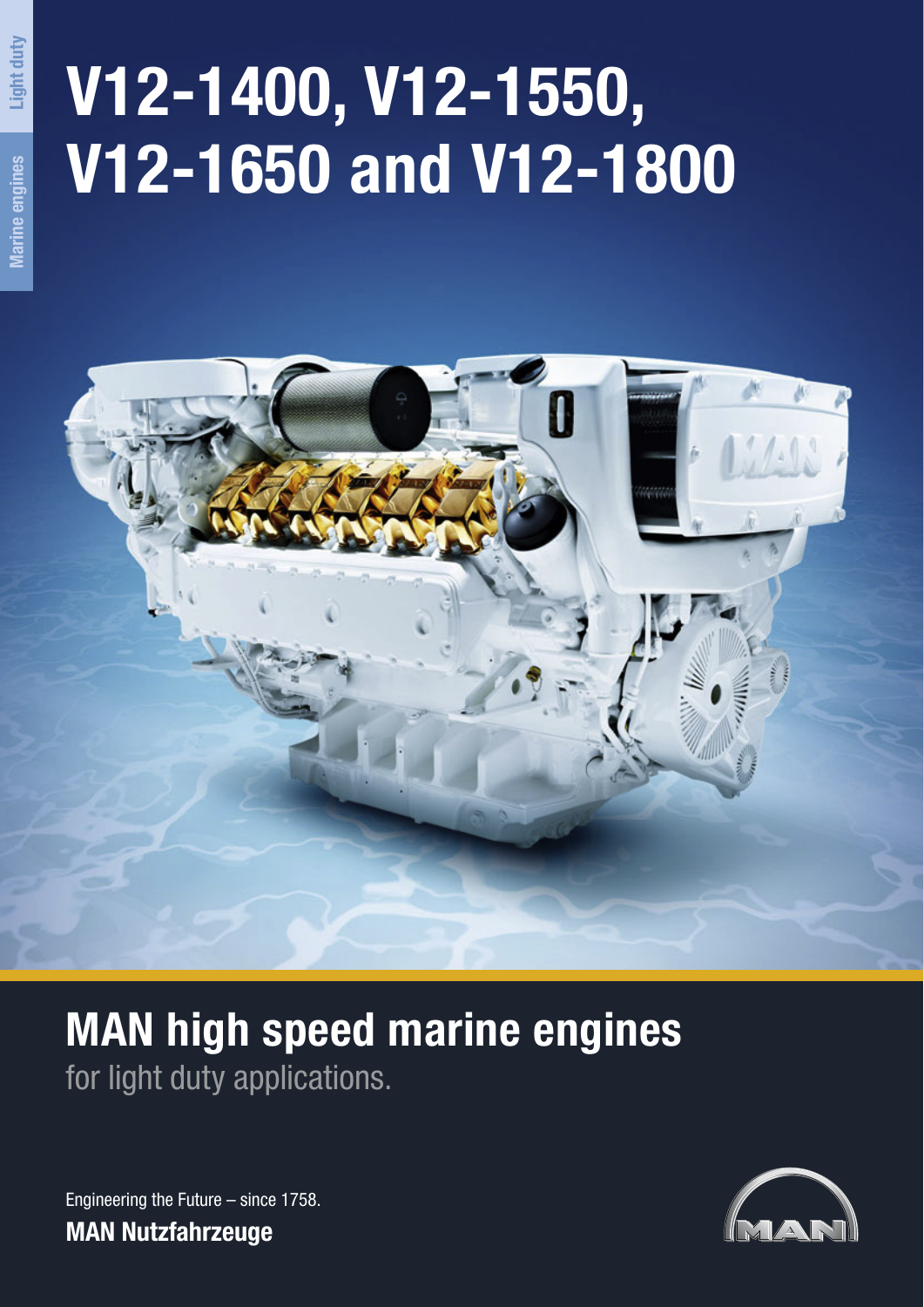Light duty

Marine engines

# V12-1400, V12-1550, V12-1650 and V12-1800

## MAN high speed marine engines

for light duty applications.

Engineering the Future – since 1758.

**MAN Nutzfahrzeuge**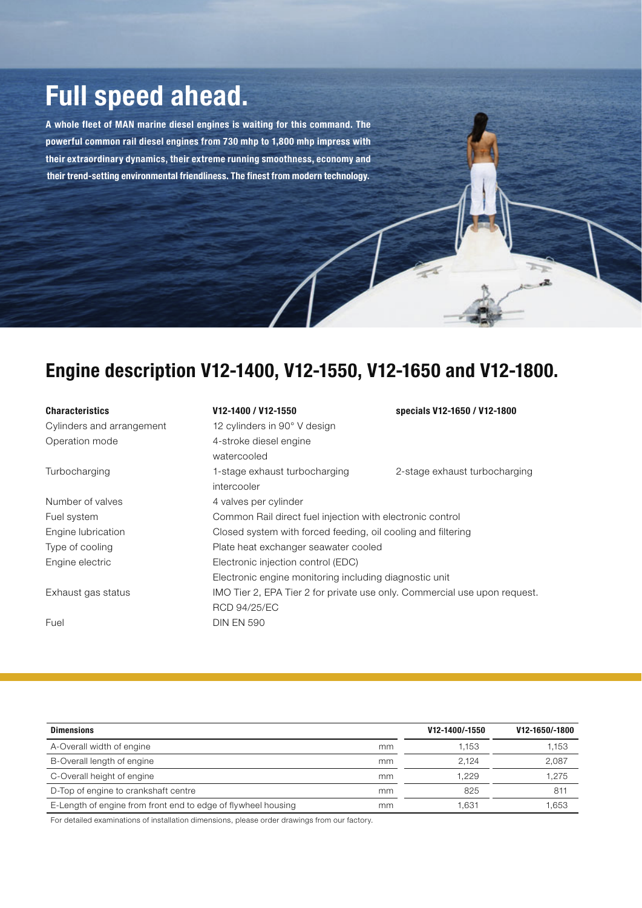# Full speed ahead.

**A whole fleet of MAN marine diesel engines is waiting for this command. The powerful common rail diesel engines from 730 mhp to 1,800 mhp impress with their extraordinary dynamics, their extreme running smoothness, economy and their trend-setting environmental friendliness. The finest from modern technology.**

## Engine description V12-1400, V12-1550, V12-1650 and V12-1800.

| Characteristics | V12-1400 / V12-1550 | specials V12-1650 / V12-1800 |
|---|---|---|
| Cylinders and arrangement | 12 cylinders in 90° V design | |
| Operation mode | 4-stroke diesel engine<br>watercooled | |
| Turbocharging | 1-stage exhaust turbocharging<br>intercooler | 2-stage exhaust turbocharging |
| Number of valves | 4 valves per cylinder | |
| Fuel system | Common Rail direct fuel injection with electronic control | |
| Engine lubrication | Closed system with forced feeding, oil cooling and filtering | |
| Type of cooling | Plate heat exchanger seawater cooled | |
| Engine electric | Electronic injection control (EDC)<br>Electronic engine monitoring including diagnostic unit | |
| Exhaust gas status | IMO Tier 2, EPA Tier 2 for private use only. Commercial use upon request.<br>RCD 94/25/EC | |
| Fuel | DIN EN 590 | |

| Dimensions | | V12-1400/-1550 | V12-1650/-1800 |
|---|---|---|---|
| A-Overall width of engine | mm | 1,153 | 1,153 |
| B-Overall length of engine | mm | 2,124 | 2,087 |
| C-Overall height of engine | mm | 1,229 | 1,275 |
| D-Top of engine to crankshaft centre | mm | 825 | 811 |
| E-Length of engine from front end to edge of flywheel housing | mm | 1,631 | 1,653 |

For detailed examinations of installation dimensions, please order drawings from our factory.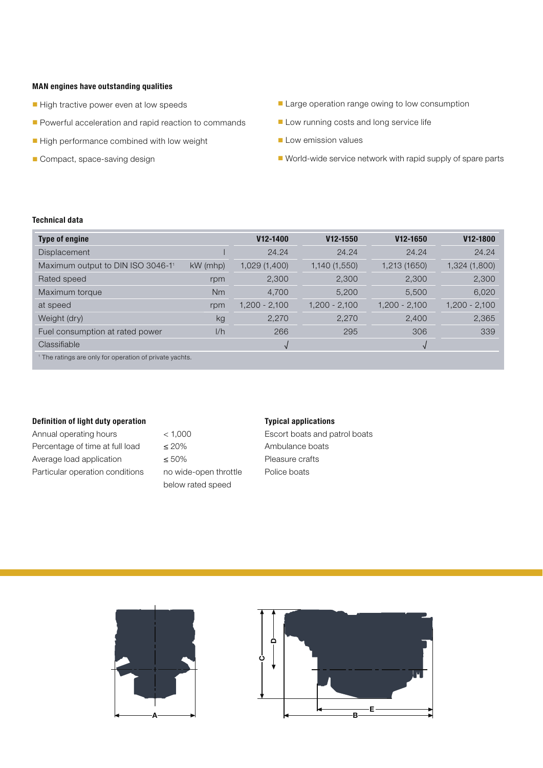### MAN engines have outstanding qualities

- High tractive power even at low speeds
- Powerful acceleration and rapid reaction to commands
- High performance combined with low weight
- Compact, space-saving design
- Large operation range owing to low consumption
- Low running costs and long service life
- Low emission values
- World-wide service network with rapid supply of spare parts

### Technical data

| Type of engine | | V12-1400 | V12-1550 | V12-1650 | V12-1800 |
|---|---|---|---|---|---|
| Displacement | l | 24.24 | 24.24 | 24.24 | 24.24 |
| Maximum output to DIN ISO 3046-1[1] | kW (mhp) | 1,029 (1,400) | 1,140 (1,550) | 1,213 (1650) | 1,324 (1,800) |
| Rated speed | rpm | 2,300 | 2,300 | 2,300 | 2,300 |
| Maximum torque | Nm | 4,700 | 5,200 | 5,500 | 6,020 |
| at speed | rpm | 1,200 - 2,100 | 1,200 - 2,100 | 1,200 - 2,100 | 1,200 - 2,100 |
| Weight (dry) | kg | 2,270 | 2,270 | 2,400 | 2,365 |
| Fuel consumption at rated power | l/h | 266 | 295 | 306 | 339 |
| Classifiable | | √ | | √ | |

[1] The ratings are only for operation of private yachts.

### Definition of light duty operation

| | |
|---|---|
| Annual operating hours | < 1,000 |
| Percentage of time at full load | ≤ 20% |
| Average load application | ≤ 50% |
| Particular operation conditions | no wide-open throttle below rated speed |

### Typical applications

Escort boats and patrol boats
Ambulance boats
Pleasure crafts
Police boats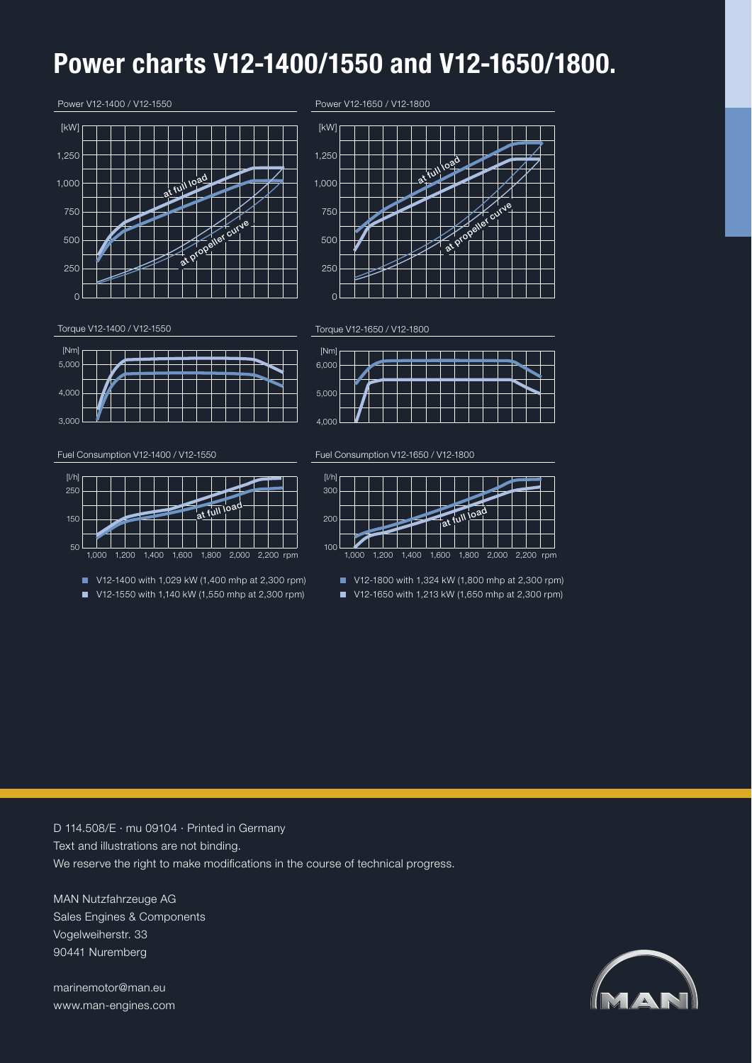# Power charts V12-1400/1550 and V12-1650/1800.

Power V12-1400 / V12-1550

[kW]
1,250
1,000
750
500
250
0

at full load
at propeller curve

Power V12-1650 / V12-1800

[kW]
1,250
1,000
750
500
250
0

at full load
at propeller curve

Torque V12-1400 / V12-1550

[Nm]
5,000
4,000
3,000

Torque V12-1650 / V12-1800

[Nm]
6,000
5,000
4,000

Fuel Consumption V12-1400 / V12-1550

[l/h]
250
150
50
1,000 1,200 1,400 1,600 1,800 2,000 2,200 rpm

at full load

Fuel Consumption V12-1650 / V12-1800

[l/h]
300
200
100
1,000 1,200 1,400 1,600 1,800 2,000 2,200 rpm

at full load

- V12-1400 with 1,029 kW (1,400 mhp at 2,300 rpm)
- V12-1550 with 1,140 kW (1,550 mhp at 2,300 rpm)

- V12-1800 with 1,324 kW (1,800 mhp at 2,300 rpm)
- V12-1650 with 1,213 kW (1,650 mhp at 2,300 rpm)

D 114.508/E · mu 09104 · Printed in Germany
Text and illustrations are not binding.
We reserve the right to make modifications in the course of technical progress.

MAN Nutzfahrzeuge AG
Sales Engines & Components
Vogelweiherstr. 33
90441 Nuremberg

marinemotor@man.eu
www.man-engines.com